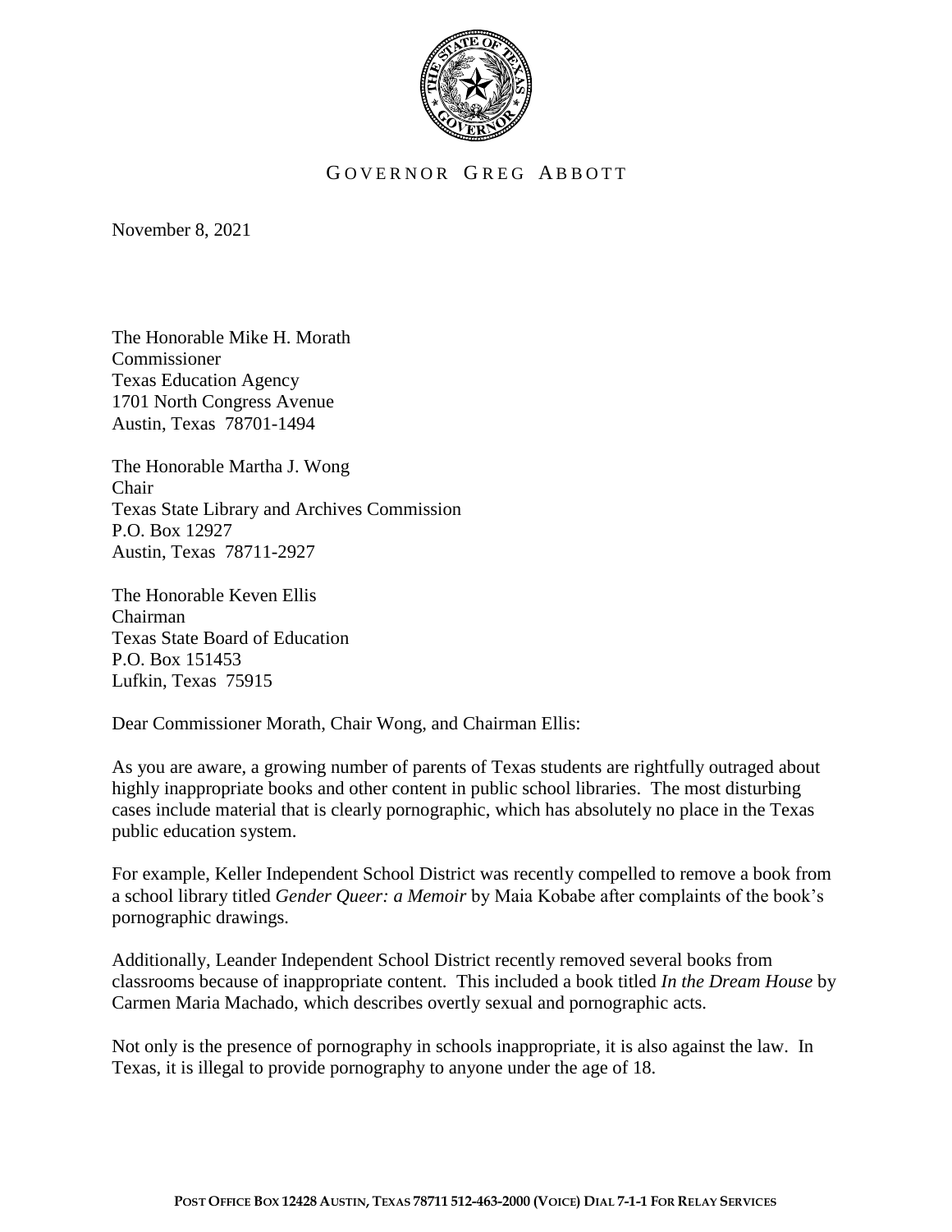GOVERNOR GREG ABBOTT

November 8, 2021

The Honorable Mike H. Morath
Commissioner
Texas Education Agency
1701 North Congress Avenue
Austin, Texas 78701-1494

The Honorable Martha J. Wong
Chair
Texas State Library and Archives Commission
P.O. Box 12927
Austin, Texas 78711-2927

The Honorable Keven Ellis
Chairman
Texas State Board of Education
P.O. Box 151453
Lufkin, Texas 75915

Dear Commissioner Morath, Chair Wong, and Chairman Ellis:

As you are aware, a growing number of parents of Texas students are rightfully outraged about highly inappropriate books and other content in public school libraries. The most disturbing cases include material that is clearly pornographic, which has absolutely no place in the Texas public education system.

For example, Keller Independent School District was recently compelled to remove a book from a school library titled *Gender Queer: a Memoir* by Maia Kobabe after complaints of the book's pornographic drawings.

Additionally, Leander Independent School District recently removed several books from classrooms because of inappropriate content. This included a book titled *In the Dream House* by Carmen Maria Machado, which describes overtly sexual and pornographic acts.

Not only is the presence of pornography in schools inappropriate, it is also against the law. In Texas, it is illegal to provide pornography to anyone under the age of 18.

POST OFFICE BOX 12428 AUSTIN, TEXAS 78711 512-463-2000 (VOICE) DIAL 7-1-1 FOR RELAY SERVICES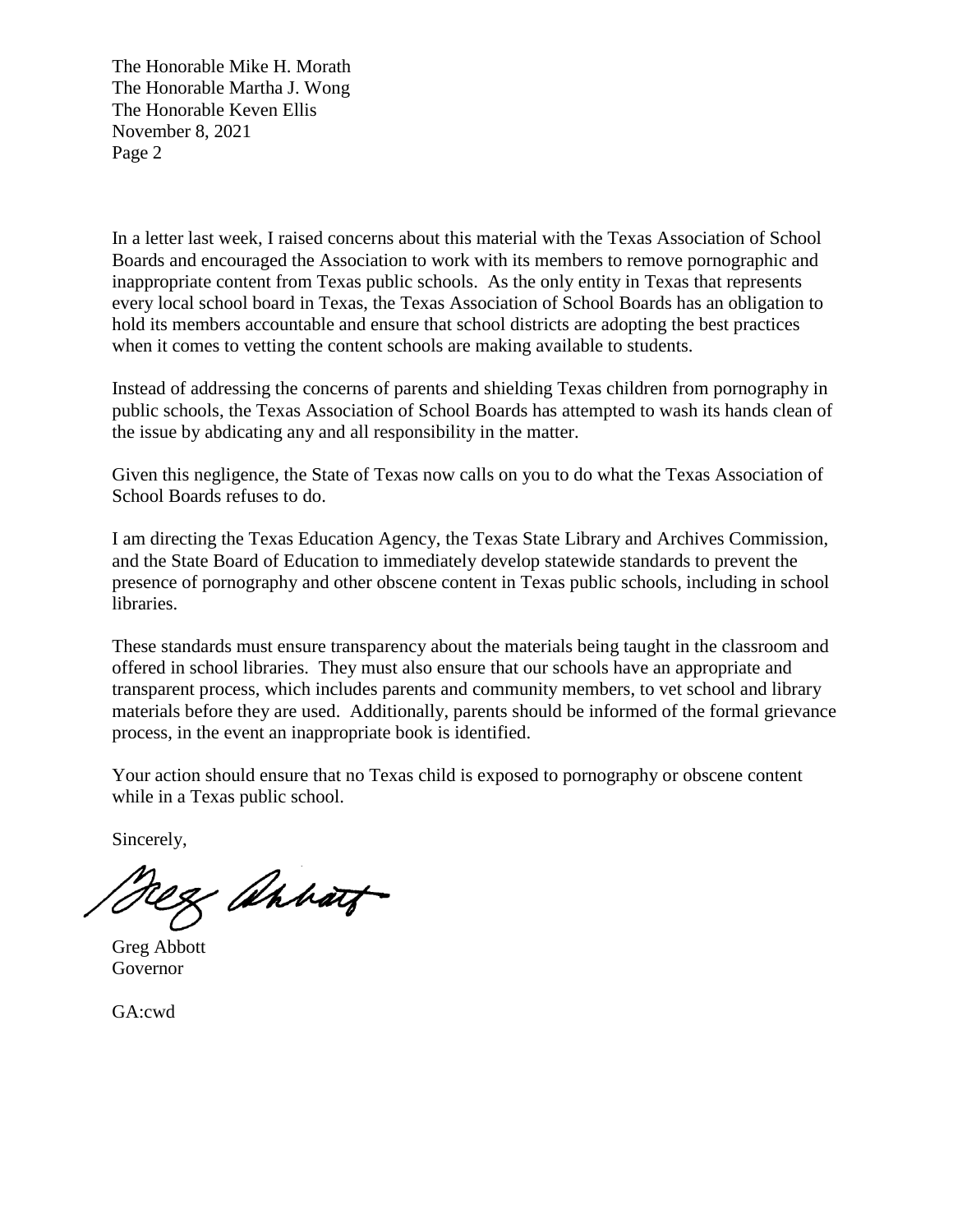The Honorable Mike H. Morath
The Honorable Martha J. Wong
The Honorable Keven Ellis
November 8, 2021
Page 2

In a letter last week, I raised concerns about this material with the Texas Association of School Boards and encouraged the Association to work with its members to remove pornographic and inappropriate content from Texas public schools. As the only entity in Texas that represents every local school board in Texas, the Texas Association of School Boards has an obligation to hold its members accountable and ensure that school districts are adopting the best practices when it comes to vetting the content schools are making available to students.

Instead of addressing the concerns of parents and shielding Texas children from pornography in public schools, the Texas Association of School Boards has attempted to wash its hands clean of the issue by abdicating any and all responsibility in the matter.

Given this negligence, the State of Texas now calls on you to do what the Texas Association of School Boards refuses to do.

I am directing the Texas Education Agency, the Texas State Library and Archives Commission, and the State Board of Education to immediately develop statewide standards to prevent the presence of pornography and other obscene content in Texas public schools, including in school libraries.

These standards must ensure transparency about the materials being taught in the classroom and offered in school libraries. They must also ensure that our schools have an appropriate and transparent process, which includes parents and community members, to vet school and library materials before they are used. Additionally, parents should be informed of the formal grievance process, in the event an inappropriate book is identified.

Your action should ensure that no Texas child is exposed to pornography or obscene content while in a Texas public school.

Sincerely,

Greg Abbott
Governor

GA:cwd